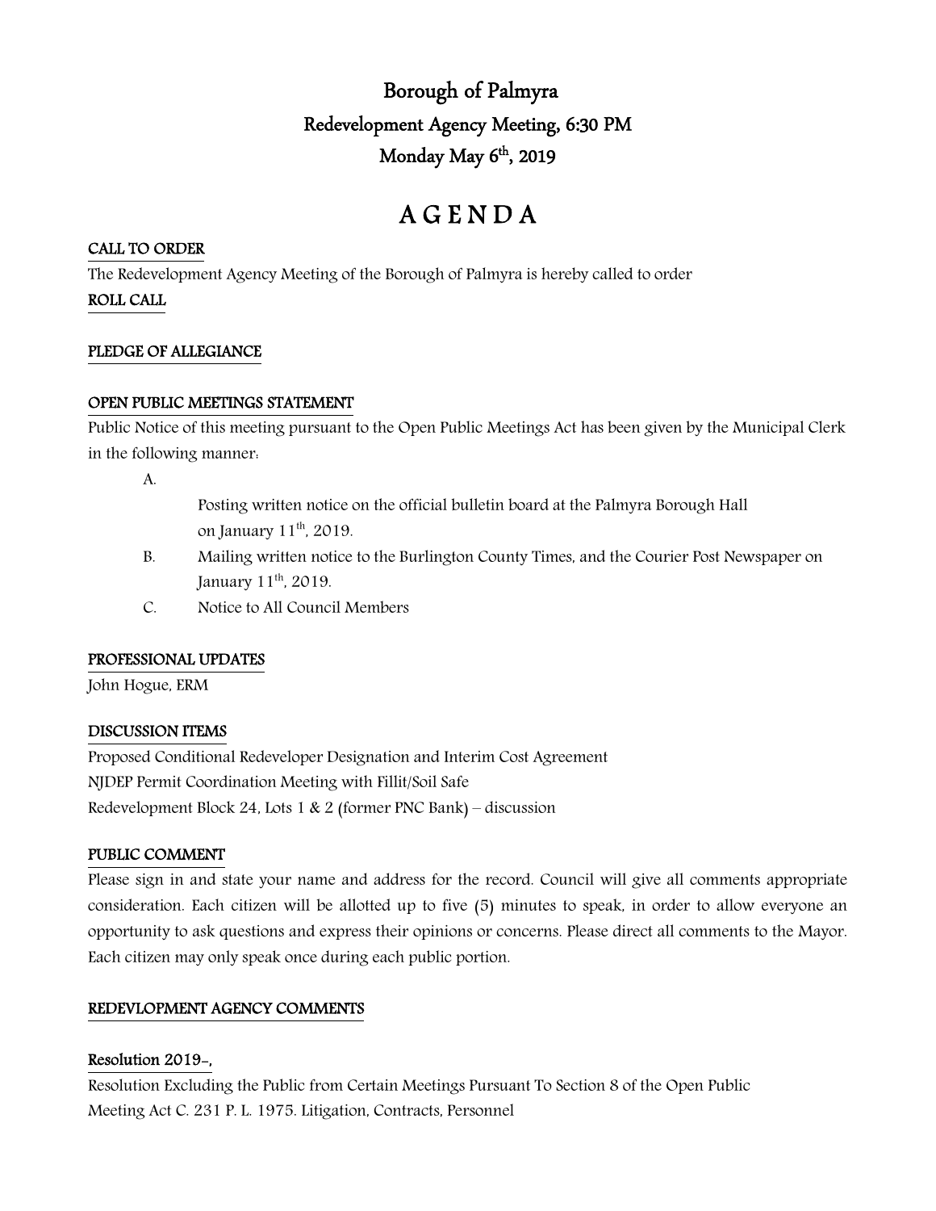# Borough of Palmyra

## Redevelopment Agency Meeting, 6:30 PM

## Monday May 6th, 2019

# A G E N D A

**CALL TO ORDER**

The Redevelopment Agency Meeting of the Borough of Palmyra is hereby called to order

**ROLL CALL**

**PLEDGE OF ALLEGIANCE**

**OPEN PUBLIC MEETINGS STATEMENT**

Public Notice of this meeting pursuant to the Open Public Meetings Act has been given by the Municipal Clerk in the following manner:

A. Posting written notice on the official bulletin board at the Palmyra Borough Hall on January 11th, 2019.

B. Mailing written notice to the Burlington County Times, and the Courier Post Newspaper on January 11th, 2019.

C. Notice to All Council Members

**PROFESSIONAL UPDATES**

John Hogue, ERM

**DISCUSSION ITEMS**

Proposed Conditional Redeveloper Designation and Interim Cost Agreement

NJDEP Permit Coordination Meeting with Fillit/Soil Safe

Redevelopment Block 24, Lots 1 & 2 (former PNC Bank) – discussion

**PUBLIC COMMENT**

Please sign in and state your name and address for the record. Council will give all comments appropriate consideration. Each citizen will be allotted up to five (5) minutes to speak, in order to allow everyone an opportunity to ask questions and express their opinions or concerns. Please direct all comments to the Mayor. Each citizen may only speak once during each public portion.

**REDEVLOPMENT AGENCY COMMENTS**

**Resolution 2019-,**

Resolution Excluding the Public from Certain Meetings Pursuant To Section 8 of the Open Public Meeting Act C. 231 P. L. 1975. Litigation, Contracts, Personnel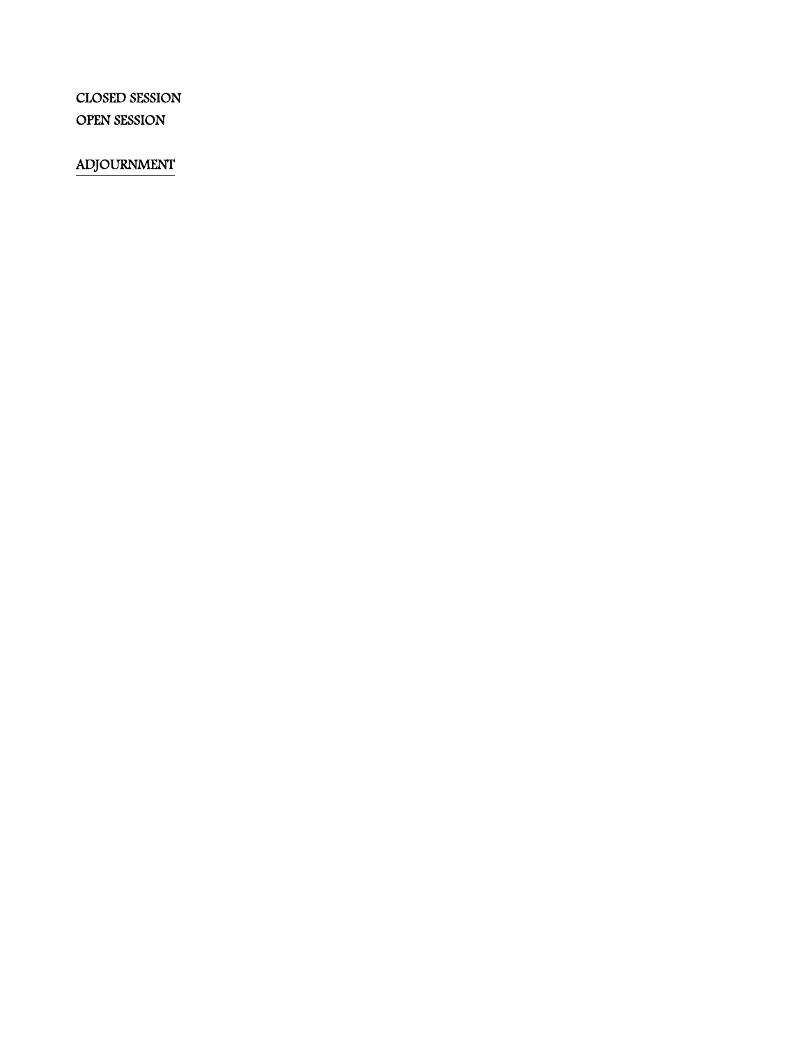CLOSED SESSION

OPEN SESSION

<u>ADJOURNMENT</u>